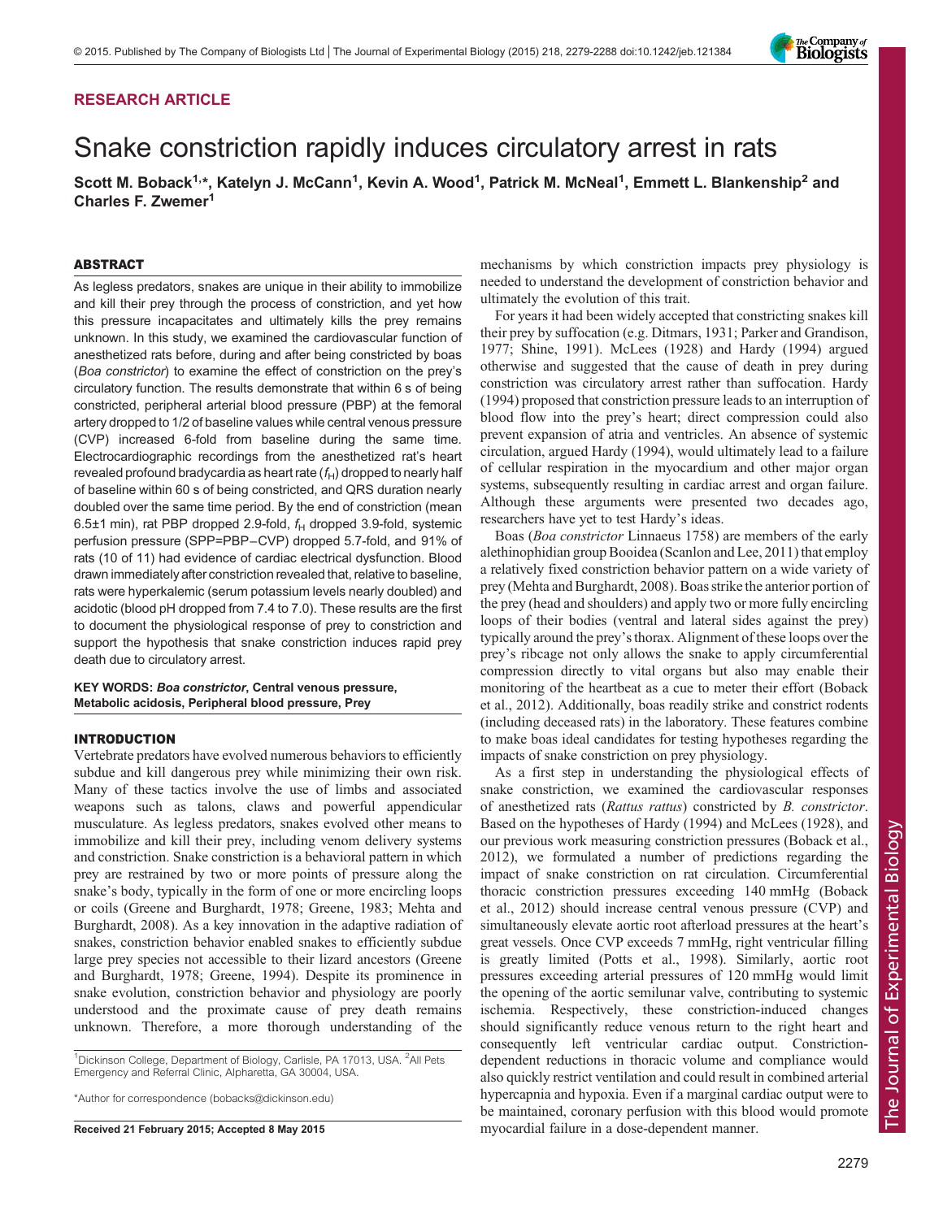RESEARCH ARTICLE

# Snake constriction rapidly induces circulatory arrest in rats

**Scott M. Boback[1,*], Katelyn J. McCann[1], Kevin A. Wood[1], Patrick M. McNeal[1], Emmett L. Blankenship[2] and Charles F. Zwemer[1]**

## ABSTRACT

As legless predators, snakes are unique in their ability to immobilize and kill their prey through the process of constriction, and yet how this pressure incapacitates and ultimately kills the prey remains unknown. In this study, we examined the cardiovascular function of anesthetized rats before, during and after being constricted by boas (*Boa constrictor*) to examine the effect of constriction on the prey's circulatory function. The results demonstrate that within 6 s of being constricted, peripheral arterial blood pressure (PBP) at the femoral artery dropped to 1/2 of baseline values while central venous pressure (CVP) increased 6-fold from baseline during the same time. Electrocardiographic recordings from the anesthetized rat's heart revealed profound bradycardia as heart rate ($f_H$) dropped to nearly half of baseline within 60 s of being constricted, and QRS duration nearly doubled over the same time period. By the end of constriction (mean 6.5±1 min), rat PBP dropped 2.9-fold, $f_H$ dropped 3.9-fold, systemic perfusion pressure (SPP=PBP−CVP) dropped 5.7-fold, and 91% of rats (10 of 11) had evidence of cardiac electrical dysfunction. Blood drawn immediately after constriction revealed that, relative to baseline, rats were hyperkalemic (serum potassium levels nearly doubled) and acidotic (blood pH dropped from 7.4 to 7.0). These results are the first to document the physiological response of prey to constriction and support the hypothesis that snake constriction induces rapid prey death due to circulatory arrest.

**KEY WORDS: *Boa constrictor*, Central venous pressure, Metabolic acidosis, Peripheral blood pressure, Prey**

## INTRODUCTION

Vertebrate predators have evolved numerous behaviors to efficiently subdue and kill dangerous prey while minimizing their own risk. Many of these tactics involve the use of limbs and associated weapons such as talons, claws and powerful appendicular musculature. As legless predators, snakes evolved other means to immobilize and kill their prey, including venom delivery systems and constriction. Snake constriction is a behavioral pattern in which prey are restrained by two or more points of pressure along the snake's body, typically in the form of one or more encircling loops or coils (Greene and Burghardt, 1978; Greene, 1983; Mehta and Burghardt, 2008). As a key innovation in the adaptive radiation of snakes, constriction behavior enabled snakes to efficiently subdue large prey species not accessible to their lizard ancestors (Greene and Burghardt, 1978; Greene, 1994). Despite its prominence in snake evolution, constriction behavior and physiology are poorly understood and the proximate cause of prey death remains unknown. Therefore, a more thorough understanding of the mechanisms by which constriction impacts prey physiology is needed to understand the development of constriction behavior and ultimately the evolution of this trait.

For years it had been widely accepted that constricting snakes kill their prey by suffocation (e.g. Ditmars, 1931; Parker and Grandison, 1977; Shine, 1991). McLees (1928) and Hardy (1994) argued otherwise and suggested that the cause of death in prey during constriction was circulatory arrest rather than suffocation. Hardy (1994) proposed that constriction pressure leads to an interruption of blood flow into the prey's heart; direct compression could also prevent expansion of atria and ventricles. An absence of systemic circulation, argued Hardy (1994), would ultimately lead to a failure of cellular respiration in the myocardium and other major organ systems, subsequently resulting in cardiac arrest and organ failure. Although these arguments were presented two decades ago, researchers have yet to test Hardy's ideas.

Boas (*Boa constrictor* Linnaeus 1758) are members of the early alethinophidian group Booidea (Scanlon and Lee, 2011) that employ a relatively fixed constriction behavior pattern on a wide variety of prey (Mehta and Burghardt, 2008). Boas strike the anterior portion of the prey (head and shoulders) and apply two or more fully encircling loops of their bodies (ventral and lateral sides against the prey) typically around the prey's thorax. Alignment of these loops over the prey's ribcage not only allows the snake to apply circumferential compression directly to vital organs but also may enable their monitoring of the heartbeat as a cue to meter their effort (Boback et al., 2012). Additionally, boas readily strike and constrict rodents (including deceased rats) in the laboratory. These features combine to make boas ideal candidates for testing hypotheses regarding the impacts of snake constriction on prey physiology.

As a first step in understanding the physiological effects of snake constriction, we examined the cardiovascular responses of anesthetized rats (*Rattus rattus*) constricted by *B. constrictor*. Based on the hypotheses of Hardy (1994) and McLees (1928), and our previous work measuring constriction pressures (Boback et al., 2012), we formulated a number of predictions regarding the impact of snake constriction on rat circulation. Circumferential thoracic constriction pressures exceeding 140 mmHg (Boback et al., 2012) should increase central venous pressure (CVP) and simultaneously elevate aortic root afterload pressures at the heart's great vessels. Once CVP exceeds 7 mmHg, right ventricular filling is greatly limited (Potts et al., 1998). Similarly, aortic root pressures exceeding arterial pressures of 120 mmHg would limit the opening of the aortic semilunar valve, contributing to systemic ischemia. Respectively, these constriction-induced changes should significantly reduce venous return to the right heart and consequently left ventricular cardiac output. Constriction-dependent reductions in thoracic volume and compliance would also quickly restrict ventilation and could result in combined arterial hypercapnia and hypoxia. Even if a marginal cardiac output were to be maintained, coronary perfusion with this blood would promote myocardial failure in a dose-dependent manner.

[1]Dickinson College, Department of Biology, Carlisle, PA 17013, USA. [2]All Pets Emergency and Referral Clinic, Alpharetta, GA 30004, USA.

*Author for correspondence (bobacks@dickinson.edu)

**Received 21 February 2015; Accepted 8 May 2015**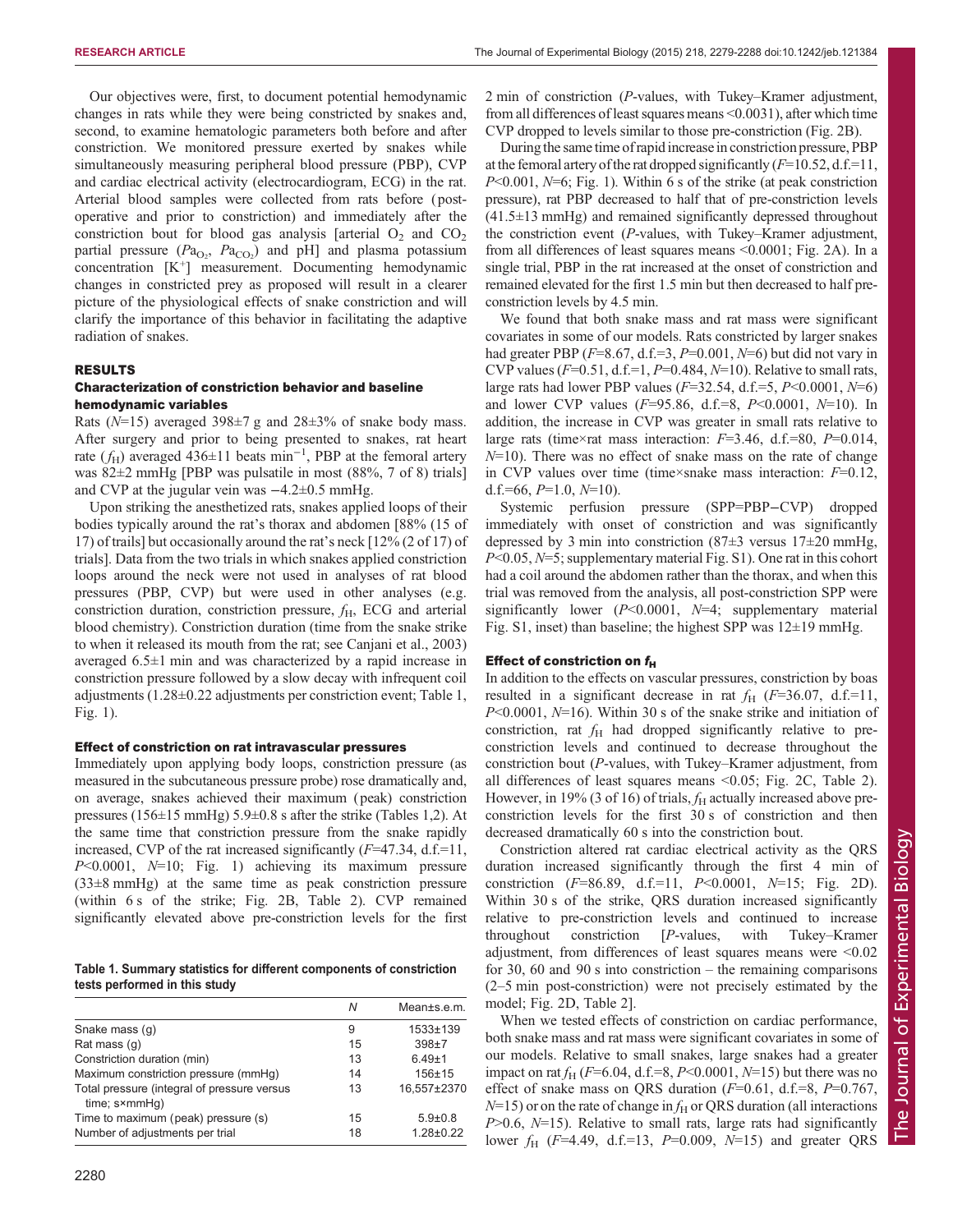Our objectives were, first, to document potential hemodynamic changes in rats while they were being constricted by snakes and, second, to examine hematologic parameters both before and after constriction. We monitored pressure exerted by snakes while simultaneously measuring peripheral blood pressure (PBP), CVP and cardiac electrical activity (electrocardiogram, ECG) in the rat. Arterial blood samples were collected from rats before (post-operative and prior to constriction) and immediately after the constriction bout for blood gas analysis [arterial $O_2$ and $CO_2$ partial pressure ($Pa_{O_2}$, $Pa_{CO_2}$) and pH] and plasma potassium concentration [$K^+$] measurement. Documenting hemodynamic changes in constricted prey as proposed will result in a clearer picture of the physiological effects of snake constriction and will clarify the importance of this behavior in facilitating the adaptive radiation of snakes.

## RESULTS

### Characterization of constriction behavior and baseline hemodynamic variables

Rats ($N$=15) averaged 398±7 g and 28±3% of snake body mass. After surgery and prior to being presented to snakes, rat heart rate ($f_H$) averaged 436±11 beats $min^{-1}$, PBP at the femoral artery was 82±2 mmHg [PBP was pulsatile in most (88%, 7 of 8) trials] and CVP at the jugular vein was −4.2±0.5 mmHg.

Upon striking the anesthetized rats, snakes applied loops of their bodies typically around the rat's thorax and abdomen [88% (15 of 17) of trails] but occasionally around the rat's neck [12% (2 of 17) of trials]. Data from the two trials in which snakes applied constriction loops around the neck were not used in analyses of rat blood pressures (PBP, CVP) but were used in other analyses (e.g. constriction duration, constriction pressure, $f_H$, ECG and arterial blood chemistry). Constriction duration (time from the snake strike to when it released its mouth from the rat; see Canjani et al., 2003) averaged 6.5±1 min and was characterized by a rapid increase in constriction pressure followed by a slow decay with infrequent coil adjustments (1.28±0.22 adjustments per constriction event; Table 1, Fig. 1).

### Effect of constriction on rat intravascular pressures

Immediately upon applying body loops, constriction pressure (as measured in the subcutaneous pressure probe) rose dramatically and, on average, snakes achieved their maximum (peak) constriction pressures (156±15 mmHg) 5.9±0.8 s after the strike (Tables 1,2). At the same time that constriction pressure from the snake rapidly increased, CVP of the rat increased significantly ($F$=47.34, d.f.=11, $P$<0.0001, $N$=10; Fig. 1) achieving its maximum pressure (33±8 mmHg) at the same time as peak constriction pressure (within 6 s of the strike; Fig. 2B, Table 2). CVP remained significantly elevated above pre-constriction levels for the first 2 min of constriction ($P$-values, with Tukey–Kramer adjustment, from all differences of least squares means <0.0031), after which time CVP dropped to levels similar to those pre-constriction (Fig. 2B).

**Table 1. Summary statistics for different components of constriction tests performed in this study**

| | $N$ | Mean±s.e.m. |
|---|---|---|
| Snake mass (g) | 9 | 1533±139 |
| Rat mass (g) | 15 | 398±7 |
| Constriction duration (min) | 13 | 6.49±1 |
| Maximum constriction pressure (mmHg) | 14 | 156±15 |
| Total pressure (integral of pressure versus time; s×mmHg) | 13 | 16,557±2370 |
| Time to maximum (peak) pressure (s) | 15 | 5.9±0.8 |
| Number of adjustments per trial | 18 | 1.28±0.22 |

During the same time of rapid increase in constriction pressure, PBP at the femoral artery of the rat dropped significantly ($F$=10.52, d.f.=11, $P$<0.001, $N$=6; Fig. 1). Within 6 s of the strike (at peak constriction pressure), rat PBP decreased to half that of pre-constriction levels (41.5±13 mmHg) and remained significantly depressed throughout the constriction event ($P$-values, with Tukey–Kramer adjustment, from all differences of least squares means <0.0001; Fig. 2A). In a single trial, PBP in the rat increased at the onset of constriction and remained elevated for the first 1.5 min but then decreased to half pre-constriction levels by 4.5 min.

We found that both snake mass and rat mass were significant covariates in some of our models. Rats constricted by larger snakes had greater PBP ($F$=8.67, d.f.=3, $P$=0.001, $N$=6) but did not vary in CVP values ($F$=0.51, d.f.=1, $P$=0.484, $N$=10). Relative to small rats, large rats had lower PBP values ($F$=32.54, d.f.=5, $P$<0.0001, $N$=6) and lower CVP values ($F$=95.86, d.f.=8, $P$<0.0001, $N$=10). In addition, the increase in CVP was greater in small rats relative to large rats (time×rat mass interaction: $F$=3.46, d.f.=80, $P$=0.014, $N$=10). There was no effect of snake mass on the rate of change in CVP values over time (time×snake mass interaction: $F$=0.12, d.f.=66, $P$=1.0, $N$=10).

Systemic perfusion pressure (SPP=PBP−CVP) dropped immediately with onset of constriction and was significantly depressed by 3 min into constriction (87±3 versus 17±20 mmHg, $P$<0.05, $N$=5; supplementary material Fig. S1). One rat in this cohort had a coil around the abdomen rather than the thorax, and when this trial was removed from the analysis, all post-constriction SPP were significantly lower ($P$<0.0001, $N$=4; supplementary material Fig. S1, inset) than baseline; the highest SPP was 12±19 mmHg.

### Effect of constriction on $f_H$

In addition to the effects on vascular pressures, constriction by boas resulted in a significant decrease in rat $f_H$ ($F$=36.07, d.f.=11, $P$<0.0001, $N$=16). Within 30 s of the snake strike and initiation of constriction, rat $f_H$ had dropped significantly relative to pre-constriction levels and continued to decrease throughout the constriction bout ($P$-values, with Tukey–Kramer adjustment, from all differences of least squares means <0.05; Fig. 2C, Table 2). However, in 19% (3 of 16) of trials, $f_H$ actually increased above pre-constriction levels for the first 30 s of constriction and then decreased dramatically 60 s into the constriction bout.

Constriction altered rat cardiac electrical activity as the QRS duration increased significantly through the first 4 min of constriction ($F$=86.89, d.f.=11, $P$<0.0001, $N$=15; Fig. 2D). Within 30 s of the strike, QRS duration increased significantly relative to pre-constriction levels and continued to increase throughout constriction [$P$-values, with Tukey–Kramer adjustment, from differences of least squares means were <0.02 for 30, 60 and 90 s into constriction – the remaining comparisons (2–5 min post-constriction) were not precisely estimated by the model; Fig. 2D, Table 2].

When we tested effects of constriction on cardiac performance, both snake mass and rat mass were significant covariates in some of our models. Relative to small snakes, large snakes had a greater impact on rat $f_H$ ($F$=6.04, d.f.=8, $P$<0.0001, $N$=15) but there was no effect of snake mass on QRS duration ($F$=0.61, d.f.=8, $P$=0.767, $N$=15) or on the rate of change in $f_H$ or QRS duration (all interactions $P$>0.6, $N$=15). Relative to small rats, large rats had significantly lower $f_H$ ($F$=4.49, d.f.=13, $P$=0.009, $N$=15) and greater QRS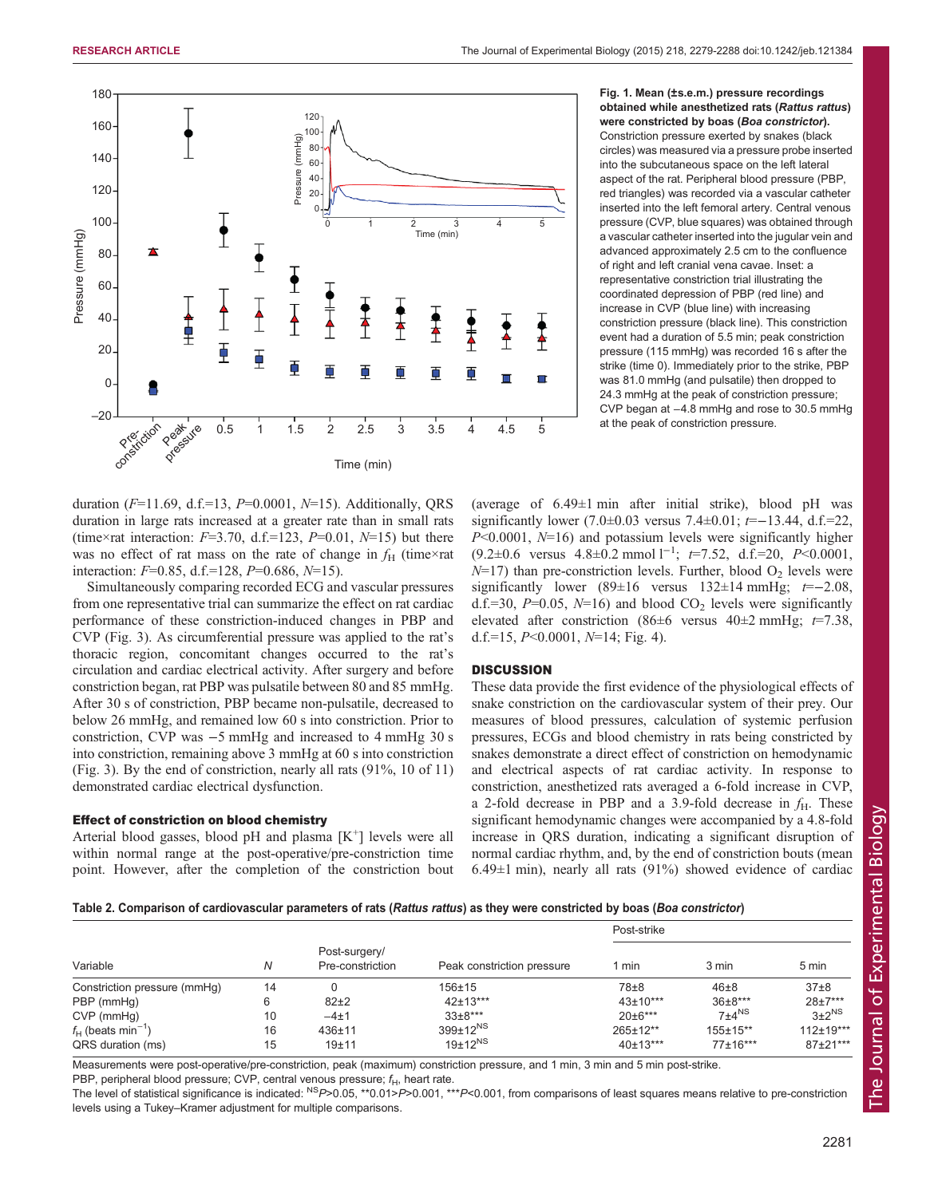Fig. 1. Mean (±s.e.m.) pressure recordings obtained while anesthetized rats (*Rattus rattus*) were constricted by boas (*Boa constrictor*). Constriction pressure exerted by snakes (black circles) was measured via a pressure probe inserted into the subcutaneous space on the left lateral aspect of the rat. Peripheral blood pressure (PBP, red triangles) was recorded via a vascular catheter inserted into the left femoral artery. Central venous pressure (CVP, blue squares) was obtained through a vascular catheter inserted into the jugular vein and advanced approximately 2.5 cm to the confluence of right and left cranial vena cavae. Inset: a representative constriction trial illustrating the coordinated depression of PBP (red line) and increase in CVP (blue line) with increasing constriction pressure (black line). This constriction event had a duration of 5.5 min; peak constriction pressure (115 mmHg) was recorded 16 s after the strike (time 0). Immediately prior to the strike, PBP was 81.0 mmHg (and pulsatile) then dropped to 24.3 mmHg at the peak of constriction pressure; CVP began at −4.8 mmHg and rose to 30.5 mmHg at the peak of constriction pressure.

duration ($F$=11.69, d.f.=13, $P$=0.0001, $N$=15). Additionally, QRS duration in large rats increased at a greater rate than in small rats (time×rat interaction: $F$=3.70, d.f.=123, $P$=0.01, $N$=15) but there was no effect of rat mass on the rate of change in $f_H$ (time×rat interaction: $F$=0.85, d.f.=128, $P$=0.686, $N$=15).

Simultaneously comparing recorded ECG and vascular pressures from one representative trial can summarize the effect on rat cardiac performance of these constriction-induced changes in PBP and CVP (Fig. 3). As circumferential pressure was applied to the rat's thoracic region, concomitant changes occurred to the rat's circulation and cardiac electrical activity. After surgery and before constriction began, rat PBP was pulsatile between 80 and 85 mmHg. After 30 s of constriction, PBP became non-pulsatile, decreased to below 26 mmHg, and remained low 60 s into constriction. Prior to constriction, CVP was −5 mmHg and increased to 4 mmHg 30 s into constriction, remaining above 3 mmHg at 60 s into constriction (Fig. 3). By the end of constriction, nearly all rats (91%, 10 of 11) demonstrated cardiac electrical dysfunction.

### Effect of constriction on blood chemistry

Arterial blood gasses, blood pH and plasma [$K^+$] levels were all within normal range at the post-operative/pre-constriction time point. However, after the completion of the constriction bout (average of 6.49±1 min after initial strike), blood pH was significantly lower (7.0±0.03 versus 7.4±0.01; $t$=−13.44, d.f.=22, $P$<0.0001, $N$=16) and potassium levels were significantly higher (9.2±0.6 versus 4.8±0.2 mmol $l^{-1}$; $t$=7.52, d.f.=20, $P$<0.0001, $N$=17) than pre-constriction levels. Further, blood $O_2$ levels were significantly lower (89±16 versus 132±14 mmHg; $t$=−2.08, d.f.=30, $P$=0.05, $N$=16) and blood $CO_2$ levels were significantly elevated after constriction (86±6 versus 40±2 mmHg; $t$=7.38, d.f.=15, $P$<0.0001, $N$=14; Fig. 4).

## DISCUSSION

These data provide the first evidence of the physiological effects of snake constriction on the cardiovascular system of their prey. Our measures of blood pressures, calculation of systemic perfusion pressures, ECGs and blood chemistry in rats being constricted by snakes demonstrate a direct effect of constriction on hemodynamic and electrical aspects of rat cardiac activity. In response to constriction, anesthetized rats averaged a 6-fold increase in CVP, a 2-fold decrease in PBP and a 3.9-fold decrease in $f_H$. These significant hemodynamic changes were accompanied by a 4.8-fold increase in QRS duration, indicating a significant disruption of normal cardiac rhythm, and, by the end of the constriction bouts (mean 6.49±1 min), nearly all rats (91%) showed evidence of cardiac

**Table 2. Comparison of cardiovascular parameters of rats (*Rattus rattus*) as they were constricted by boas (*Boa constrictor*)**

| | | | | Post-strike | | |
|---|---|---|---|---|---|---|
| Variable | $N$ | Post-surgery/ Pre-constriction | Peak constriction pressure | 1 min | 3 min | 5 min |
| Constriction pressure (mmHg) | 14 | 0 | 156±15 | 78±8 | 46±8 | 37±8 |
| PBP (mmHg) | 6 | 82±2 | 42±13*** | 43±10*** | 36±8*** | 28±7*** |
| CVP (mmHg) | 10 | −4±1 | 33±8*** | 20±6*** | 7±4$^{NS}$ | 3±2$^{NS}$ |
| $f_H$ (beats $min^{-1}$) | 16 | 436±11 | 399±12$^{NS}$ | 265±12** | 155±15** | 112±19*** |
| QRS duration (ms) | 15 | 19±11 | 19±12$^{NS}$ | 40±13*** | 77±16*** | 87±21*** |

Measurements were post-operative/pre-constriction, peak (maximum) constriction pressure, and 1 min, 3 min and 5 min post-strike.

PBP, peripheral blood pressure; CVP, central venous pressure; $f_H$, heart rate.

The level of statistical significance is indicated: $^{NS}P$>0.05, **0.01>$P$>0.001, ***$P$<0.001, from comparisons of least squares means relative to pre-constriction levels using a Tukey–Kramer adjustment for multiple comparisons.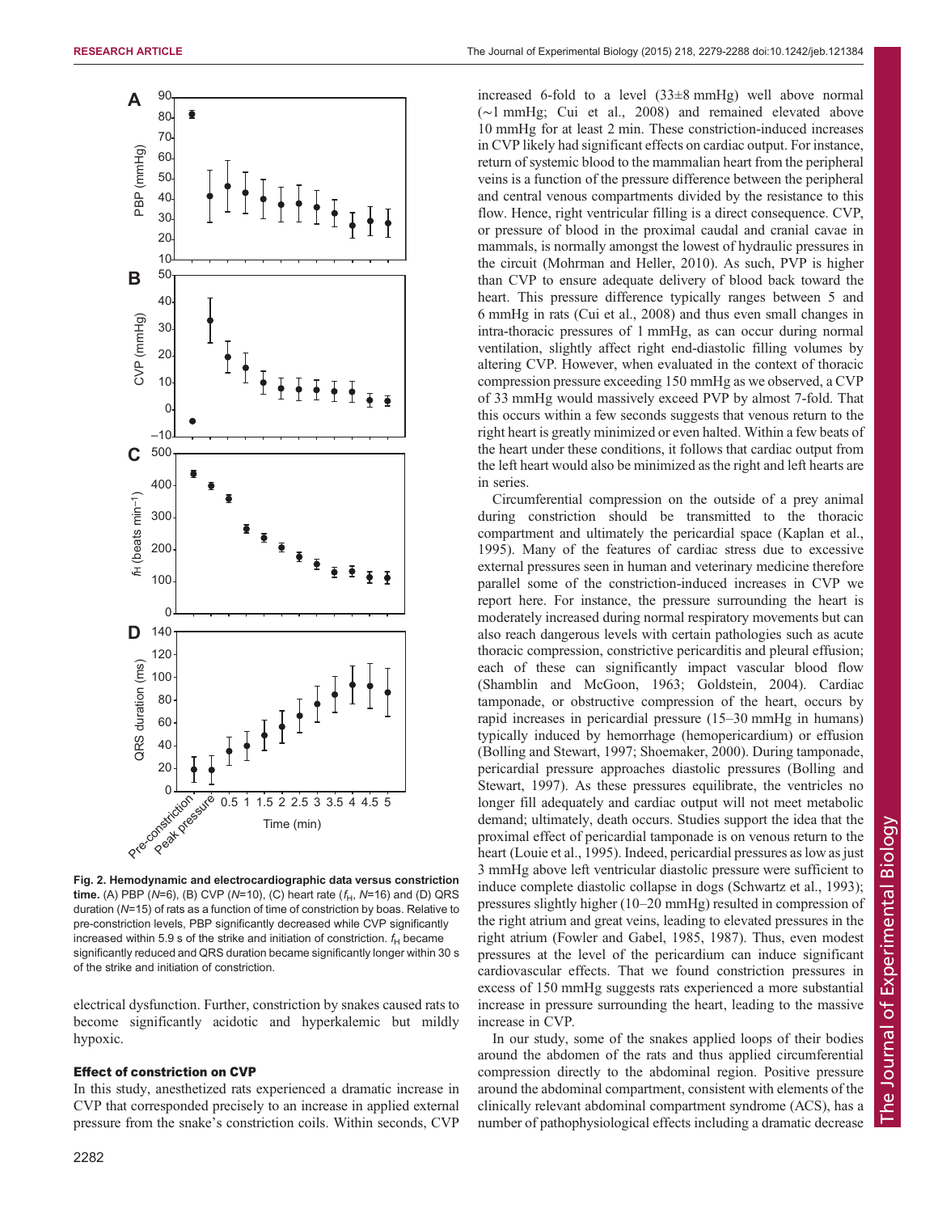**Fig. 2. Hemodynamic and electrocardiographic data versus constriction time.** (A) PBP (*N*=6), (B) CVP (*N*=10), (C) heart rate ($f_H$, *N*=16) and (D) QRS duration (*N*=15) of rats as a function of time of constriction by boas. Relative to pre-constriction levels, PBP significantly decreased while CVP significantly increased within 5.9 s of the strike and initiation of constriction. $f_H$ became significantly reduced and QRS duration became significantly longer within 30 s of the strike and initiation of constriction.

electrical dysfunction. Further, constriction by snakes caused rats to become significantly acidotic and hyperkalemic but mildly hypoxic.

### Effect of constriction on CVP

In this study, anesthetized rats experienced a dramatic increase in CVP that corresponded precisely to an increase in applied external pressure from the snake's constriction coils. Within seconds, CVP increased 6-fold to a level (33±8 mmHg) well above normal (∼1 mmHg; Cui et al., 2008) and remained elevated above 10 mmHg for at least 2 min. These constriction-induced increases in CVP likely had significant effects on cardiac output. For instance, return of systemic blood to the mammalian heart from the peripheral veins is a function of the pressure difference between the peripheral and central venous compartments divided by the resistance to this flow. Hence, right ventricular filling is a direct consequence. CVP, or pressure of blood in the proximal caudal and cranial cavae in mammals, is normally amongst the lowest of hydraulic pressures in the circuit (Mohrman and Heller, 2010). As such, PVP is higher than CVP to ensure adequate delivery of blood back toward the heart. This pressure difference typically ranges between 5 and 6 mmHg in rats (Cui et al., 2008) and thus even small changes in intra-thoracic pressures of 1 mmHg, as can occur during normal ventilation, slightly affect right end-diastolic filling volumes by altering CVP. However, when evaluated in the context of thoracic compression pressure exceeding 150 mmHg as we observed, a CVP of 33 mmHg would massively exceed PVP by almost 7-fold. That this occurs within a few seconds suggests that venous return to the right heart is greatly minimized or even halted. Within a few beats of the heart under these conditions, it follows that cardiac output from the left heart would also be minimized as the right and left hearts are in series.

Circumferential compression on the outside of a prey animal during constriction should be transmitted to the thoracic compartment and ultimately the pericardial space (Kaplan et al., 1995). Many of the features of cardiac stress due to excessive external pressures seen in human and veterinary medicine therefore parallel some of the constriction-induced increases in CVP we report here. For instance, the pressure surrounding the heart is moderately increased during normal respiratory movements but can also reach dangerous levels with certain pathologies such as acute thoracic compression, constrictive pericarditis and pleural effusion; each of these can significantly impact vascular blood flow (Shamblin and McGoon, 1963; Goldstein, 2004). Cardiac tamponade, or obstructive compression of the heart, occurs by rapid increases in pericardial pressure (15–30 mmHg in humans) typically induced by hemorrhage (hemopericardium) or effusion (Bolling and Stewart, 1997; Shoemaker, 2000). During tamponade, pericardial pressure approaches diastolic pressures (Bolling and Stewart, 1997). As these pressures equilibrate, the ventricles no longer fill adequately and cardiac output will not meet metabolic demand; ultimately, death occurs. Studies support the idea that the proximal effect of pericardial tamponade is on venous return to the heart (Louie et al., 1995). Indeed, pericardial pressures as low as just 3 mmHg above left ventricular diastolic pressure were sufficient to induce complete diastolic collapse in dogs (Schwartz et al., 1993); pressures slightly higher (10–20 mmHg) resulted in compression of the right atrium and great veins, leading to elevated pressures in the right atrium (Fowler and Gabel, 1985, 1987). Thus, even modest pressures at the level of the pericardium can induce significant cardiovascular effects. That we found constriction pressures in excess of 150 mmHg suggests rats experienced a more substantial increase in pressure surrounding the heart, leading to the massive increase in CVP.

In our study, some of the snakes applied loops of their bodies around the abdomen of the rats and thus applied circumferential compression directly to the abdominal region. Positive pressure around the abdominal compartment, consistent with elements of the clinically relevant abdominal compartment syndrome (ACS), has a number of pathophysiological effects including a dramatic decrease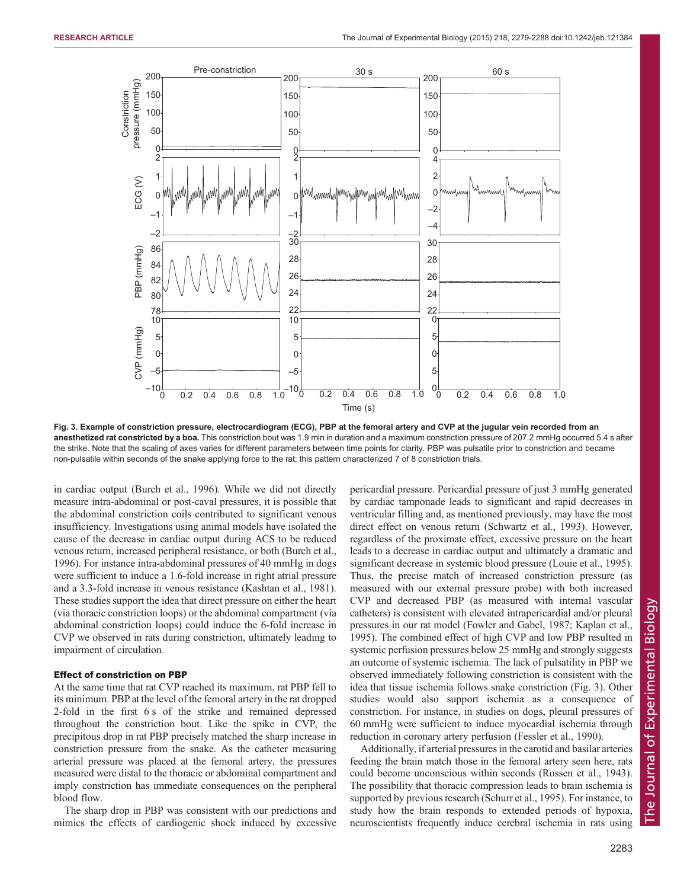Fig. 3. Example of constriction pressure, electrocardiogram (ECG), PBP at the femoral artery and CVP at the jugular vein recorded from an anesthetized rat constricted by a boa. This constriction bout was 1.9 min in duration and a maximum constriction pressure of 207.2 mmHg occurred 5.4 s after the strike. Note that the scaling of axes varies for different parameters between time points for clarity. PBP was pulsatile prior to constriction and became non-pulsatile within seconds of the snake applying force to the rat; this pattern characterized 7 of 8 constriction trials.

in cardiac output (Burch et al., 1996). While we did not directly measure intra-abdominal or post-caval pressures, it is possible that the abdominal constriction coils contributed to significant venous insufficiency. Investigations using animal models have isolated the cause of the decrease in cardiac output during ACS to be reduced venous return, increased peripheral resistance, or both (Burch et al., 1996). For instance intra-abdominal pressures of 40 mmHg in dogs were sufficient to induce a 1.6-fold increase in right atrial pressure and a 3.3-fold increase in venous resistance (Kashtan et al., 1981). These studies support the idea that direct pressure on either the heart (via thoracic constriction loops) or the abdominal compartment (via abdominal constriction loops) could induce the 6-fold increase in CVP we observed in rats during constriction, ultimately leading to impairment of circulation.

### Effect of constriction on PBP

At the same time that rat CVP reached its maximum, rat PBP fell to its minimum. PBP at the level of the femoral artery in the rat dropped 2-fold in the first 6 s of the strike and remained depressed throughout the constriction bout. Like the spike in CVP, the precipitous drop in rat PBP precisely matched the sharp increase in constriction pressure from the snake. As the catheter measuring arterial pressure was placed at the femoral artery, the pressures measured were distal to the thoracic or abdominal compartment and imply constriction has immediate consequences on the peripheral blood flow.

The sharp drop in PBP was consistent with our predictions and mimics the effects of cardiogenic shock induced by excessive pericardial pressure. Pericardial pressure of just 3 mmHg generated by cardiac tamponade leads to significant and rapid decreases in ventricular filling and, as mentioned previously, may have the most direct effect on venous return (Schwartz et al., 1993). However, regardless of the proximate effect, excessive pressure on the heart leads to a decrease in cardiac output and ultimately a dramatic and significant decrease in systemic blood pressure (Louie et al., 1995). Thus, the precise match of increased constriction pressure (as measured with our external pressure probe) with both increased CVP and decreased PBP (as measured with internal vascular catheters) is consistent with elevated intrapericardial and/or pleural pressures in our rat model (Fowler and Gabel, 1987; Kaplan et al., 1995). The combined effect of high CVP and low PBP resulted in systemic perfusion pressures below 25 mmHg and strongly suggests an outcome of systemic ischemia. The lack of pulsatility in PBP we observed immediately following constriction is consistent with the idea that tissue ischemia follows snake constriction (Fig. 3). Other studies would also support ischemia as a consequence of constriction. For instance, in studies on dogs, pleural pressures of 60 mmHg were sufficient to induce myocardial ischemia through reduction in coronary artery perfusion (Fessler et al., 1990).

Additionally, if arterial pressures in the carotid and basilar arteries feeding the brain match those in the femoral artery seen here, rats could become unconscious within seconds (Rossen et al., 1943). The possibility that thoracic compression leads to brain ischemia is supported by previous research (Schurr et al., 1995). For instance, to study how the brain responds to extended periods of hypoxia, neuroscientists frequently induce cerebral ischemia in rats using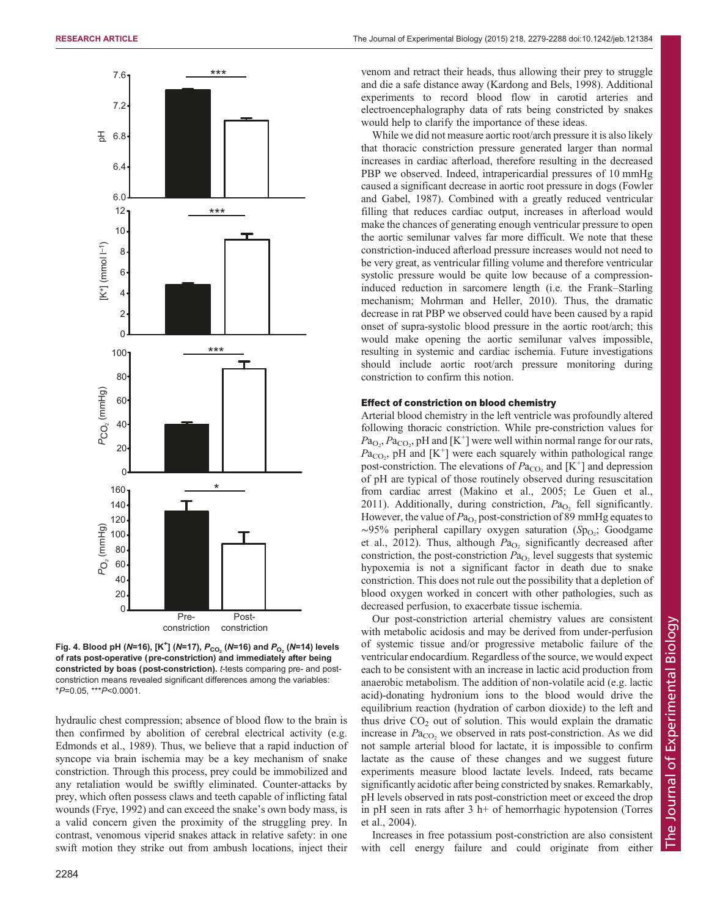Fig. 4. Blood pH ($N$=16), [K$^+$] ($N$=17), $P_{CO_2}$ ($N$=16) and $P_{O_2}$ ($N$=14) levels of rats post-operative (pre-constriction) and immediately after being constricted by boas (post-constriction). $t$-tests comparing pre- and post-constriction means revealed significant differences among the variables: *$P$=0.05, ***$P$<0.0001.

hydraulic chest compression; absence of blood flow to the brain is then confirmed by abolition of cerebral electrical activity (e.g. Edmonds et al., 1989). Thus, we believe that a rapid induction of syncope via brain ischemia may be a key mechanism of snake constriction. Through this process, prey could be immobilized and any retaliation would be swiftly eliminated. Counter-attacks by prey, which often possess claws and teeth capable of inflicting fatal wounds (Frye, 1992) and can exceed the snake's own body mass, is a valid concern given the proximity of the struggling prey. In contrast, venomous viperid snakes attack in relative safety: in one swift motion they strike out from ambush locations, inject their venom and retract their heads, thus allowing their prey to struggle and die a safe distance away (Kardong and Bels, 1998). Additional experiments to record blood flow in carotid arteries and electroencephalography data of rats being constricted by snakes would help to clarify the importance of these ideas.

While we did not measure aortic root/arch pressure it is also likely that thoracic constriction pressure generated larger than normal increases in cardiac afterload, therefore resulting in the decreased PBP we observed. Indeed, intrapericardial pressures of 10 mmHg caused a significant decrease in aortic root pressure in dogs (Fowler and Gabel, 1987). Combined with a greatly reduced ventricular filling that reduces cardiac output, increases in afterload would make the chances of generating enough ventricular pressure to open the aortic semilunar valves far more difficult. We note that these constriction-induced afterload pressure increases would not need to be very great, as ventricular filling volume and therefore ventricular systolic pressure would be quite low because of a compression-induced reduction in sarcomere length (i.e. the Frank–Starling mechanism; Mohrman and Heller, 2010). Thus, the dramatic decrease in rat PBP we observed could have been caused by a rapid onset of supra-systolic blood pressure in the aortic root/arch; this would make opening the aortic semilunar valves impossible, resulting in systemic and cardiac ischemia. Future investigations should include aortic root/arch pressure monitoring during constriction to confirm this notion.

### Effect of constriction on blood chemistry

Arterial blood chemistry in the left ventricle was profoundly altered following thoracic constriction. While pre-constriction values for $Pa_{O_2}$, $Pa_{CO_2}$, pH and [K$^+$] were well within normal range for our rats, $Pa_{CO_2}$, pH and [K$^+$] were each squarely within pathological range post-constriction. The elevations of $Pa_{CO_2}$ and [K$^+$] and depression of pH are typical of those routinely observed during resuscitation from cardiac arrest (Makino et al., 2005; Le Guen et al., 2011). Additionally, during constriction, $Pa_{O_2}$ fell significantly. However, the value of $Pa_{O_2}$ post-constriction of 89 mmHg equates to ~95% peripheral capillary oxygen saturation ($Sp_{O_2}$; Goodgame et al., 2012). Thus, although $Pa_{O_2}$ significantly decreased after constriction, the post-constriction $Pa_{O_2}$ level suggests that systemic hypoxemia is not a significant factor in death due to snake constriction. This does not rule out the possibility that a depletion of blood oxygen worked in concert with other pathologies, such as decreased perfusion, to exacerbate tissue ischemia.

Our post-constriction arterial chemistry values are consistent with metabolic acidosis and may be derived from under-perfusion of systemic tissue and/or progressive metabolic failure of the ventricular endocardium. Regardless of the source, we would expect each to be consistent with an increase in lactic acid production from anaerobic metabolism. The addition of non-volatile acid (e.g. lactic acid)-donating hydronium ions to the blood would drive the equilibrium reaction (hydration of carbon dioxide) to the left and thus drive $CO_2$ out of solution. This would explain the dramatic increase in $Pa_{CO_2}$ we observed in rats post-constriction. As we did not sample arterial blood for lactate, it is impossible to confirm lactate as the cause of these changes and we suggest future experiments measure blood lactate levels. Indeed, rats became significantly acidotic after being constricted by snakes. Remarkably, pH levels observed in rats post-constriction meet or exceed the drop in pH seen in rats after 3 h+ of hemorrhagic hypotension (Torres et al., 2004).

Increases in free potassium post-constriction are also consistent with cell energy failure and could originate from either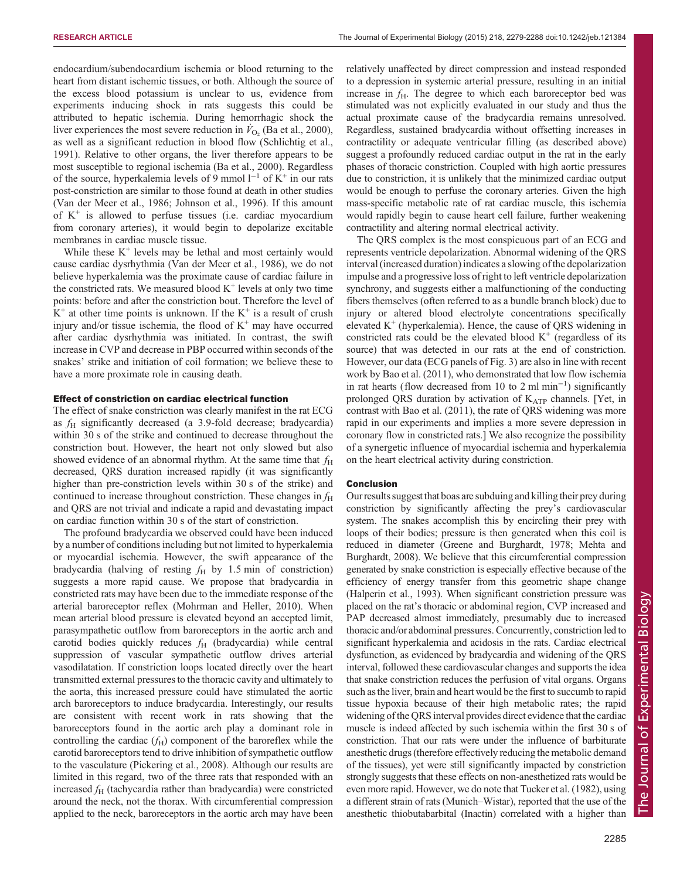endocardium/subendocardium ischemia or blood returning to the heart from distant ischemic tissues, or both. Although the source of the excess blood potassium is unclear to us, evidence from experiments inducing shock in rats suggests this could be attributed to hepatic ischemia. During hemorrhagic shock the liver experiences the most severe reduction in $\dot{V}_{O_2}$ (Ba et al., 2000), as well as a significant reduction in blood flow (Schlichtig et al., 1991). Relative to other organs, the liver therefore appears to be most susceptible to regional ischemia (Ba et al., 2000). Regardless of the source, hyperkalemia levels of 9 mmol $l^{-1}$ of $K^+$ in our rats post-constriction are similar to those found at death in other studies (Van der Meer et al., 1986; Johnson et al., 1996). If this amount of $K^+$ is allowed to perfuse tissues (i.e. cardiac myocardium from coronary arteries), it would begin to depolarize excitable membranes in cardiac muscle tissue.

While these $K^+$ levels may be lethal and most certainly would cause cardiac dysrhythmia (Van der Meer et al., 1986), we do not believe hyperkalemia was the proximate cause of cardiac failure in the constricted rats. We measured blood $K^+$ levels at only two time points: before and after the constriction bout. Therefore the level of $K^+$ at other time points is unknown. If the $K^+$ is a result of crush injury and/or tissue ischemia, the flood of $K^+$ may have occurred after cardiac dysrhythmia was initiated. In contrast, the swift increase in CVP and decrease in PBP occurred within seconds of the snakes' strike and initiation of coil formation; we believe these to have a more proximate role in causing death.

### Effect of constriction on cardiac electrical function

The effect of snake constriction was clearly manifest in the rat ECG as $f_H$ significantly decreased (a 3.9-fold decrease; bradycardia) within 30 s of the strike and continued to decrease throughout the constriction bout. However, the heart not only slowed but also showed evidence of an abnormal rhythm. At the same time that $f_H$ decreased, QRS duration increased rapidly (it was significantly higher than pre-constriction levels within 30 s of the strike) and continued to increase throughout constriction. These changes in $f_H$ and QRS are not trivial and indicate a rapid and devastating impact on cardiac function within 30 s of the start of constriction.

The profound bradycardia we observed could have been induced by a number of conditions including but not limited to hyperkalemia or myocardial ischemia. However, the swift appearance of the bradycardia (halving of resting $f_H$ by 1.5 min of constriction) suggests a more rapid cause. We propose that bradycardia in constricted rats may have been due to the immediate response of the arterial baroreceptor reflex (Mohrman and Heller, 2010). When mean arterial blood pressure is elevated beyond an accepted limit, parasympathetic outflow from baroreceptors in the aortic arch and carotid bodies quickly reduces $f_H$ (bradycardia) while central suppression of vascular sympathetic outflow drives arterial vasodilatation. If constriction loops located directly over the heart transmitted external pressures to the thoracic cavity and ultimately to the aorta, this increased pressure could have stimulated the aortic arch baroreceptors to induce bradycardia. Interestingly, our results are consistent with recent work in rats showing that the baroreceptors found in the aortic arch play a dominant role in controlling the cardiac ($f_H$) component of the baroreflex while the carotid baroreceptors tend to drive inhibition of sympathetic outflow to the vasculature (Pickering et al., 2008). Although our results are limited in this regard, two of the three rats that responded with an increased $f_H$ (tachycardia rather than bradycardia) were constricted around the neck, not the thorax. With circumferential compression applied to the neck, baroreceptors in the aortic arch may have been relatively unaffected by direct compression and instead responded to a depression in systemic arterial pressure, resulting in an initial increase in $f_H$. The degree to which each baroreceptor bed was stimulated was not explicitly evaluated in our study and thus the actual proximate cause of the bradycardia remains unresolved. Regardless, sustained bradycardia without offsetting increases in contractility or adequate ventricular filling (as described above) suggest a profoundly reduced cardiac output in the rat in the early phases of thoracic constriction. Coupled with high aortic pressures due to constriction, it is unlikely that the minimized cardiac output would be enough to perfuse the coronary arteries. Given the high mass-specific metabolic rate of rat cardiac muscle, this ischemia would rapidly begin to cause heart cell failure, further weakening contractility and altering normal electrical activity.

The QRS complex is the most conspicuous part of an ECG and represents ventricle depolarization. Abnormal widening of the QRS interval (increased duration) indicates a slowing of the depolarization impulse and a progressive loss of right to left ventricle depolarization synchrony, and suggests either a malfunctioning of the conducting fibers themselves (often referred to as a bundle branch block) due to injury or altered blood electrolyte concentrations specifically elevated $K^+$ (hyperkalemia). Hence, the cause of QRS widening in constricted rats could be the elevated blood $K^+$ (regardless of its source) that was detected in our rats at the end of constriction. However, our data (ECG panels of Fig. 3) are also in line with recent work by Bao et al. (2011), who demonstrated that low flow ischemia in rat hearts (flow decreased from 10 to 2 ml $min^{-1}$) significantly prolonged QRS duration by activation of $K_{ATP}$ channels. [Yet, in contrast with Bao et al. (2011), the rate of QRS widening was more rapid in our experiments and implies a more severe depression in coronary flow in constricted rats.] We also recognize the possibility of a synergetic influence of myocardial ischemia and hyperkalemia on the heart electrical activity during constriction.

### Conclusion

Our results suggest that boas are subduing and killing their prey during constriction by significantly affecting the prey's cardiovascular system. The snakes accomplish this by encircling their prey with loops of their bodies; pressure is then generated when this coil is reduced in diameter (Greene and Burghardt, 1978; Mehta and Burghardt, 2008). We believe that this circumferential compression generated by snake constriction is especially effective because of the efficiency of energy transfer from this geometric shape change (Halperin et al., 1993). When significant constriction pressure was placed on the rat's thoracic or abdominal region, CVP increased and PAP decreased almost immediately, presumably due to increased thoracic and/or abdominal pressures. Concurrently, constriction led to significant hyperkalemia and acidosis in the rats. Cardiac electrical dysfunction, as evidenced by bradycardia and widening of the QRS interval, followed these cardiovascular changes and supports the idea that snake constriction reduces the perfusion of vital organs. Organs such as the liver, brain and heart would be the first to succumb to rapid tissue hypoxia because of their high metabolic rates; the rapid widening of the QRS interval provides direct evidence that the cardiac muscle is indeed affected by such ischemia within the first 30 s of constriction. That our rats were under the influence of barbiturate anesthetic drugs (therefore effectively reducing the metabolic demand of the tissues), yet were still significantly impacted by constriction strongly suggests that these effects on non-anesthetized rats would be even more rapid. However, we do note that Tucker et al. (1982), using a different strain of rats (Munich–Wistar), reported that the use of the anesthetic thiobutabarbital (Inactin) correlated with a higher than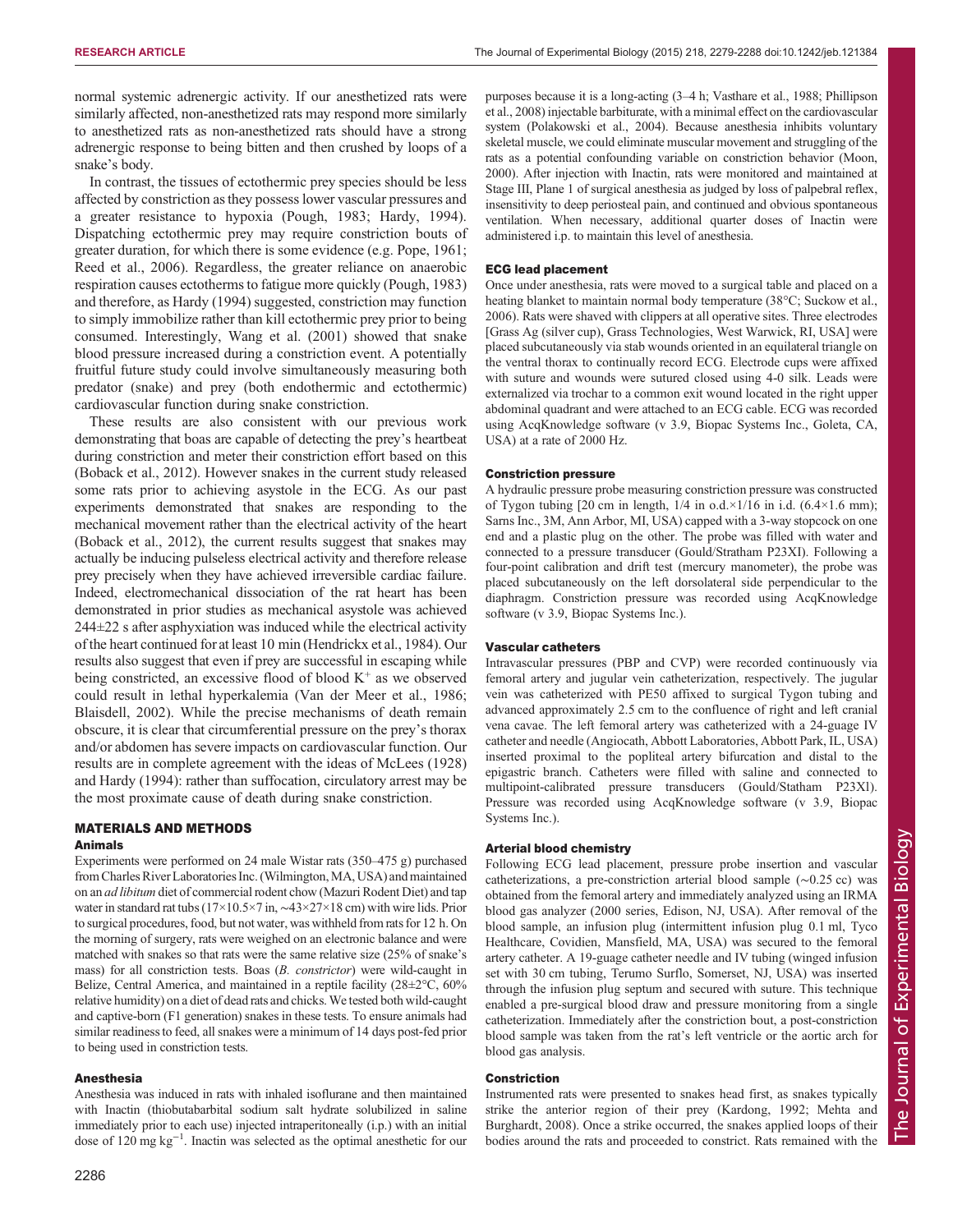normal systemic adrenergic activity. If our anesthetized rats were similarly affected, non-anesthetized rats may respond more similarly to anesthetized rats as non-anesthetized rats should have a strong adrenergic response to being bitten and then crushed by loops of a snake's body.

In contrast, the tissues of ectothermic prey species should be less affected by constriction as they possess lower vascular pressures and a greater resistance to hypoxia (Pough, 1983; Hardy, 1994). Dispatching ectothermic prey may require constriction bouts of greater duration, for which there is some evidence (e.g. Pope, 1961; Reed et al., 2006). Regardless, the greater reliance on anaerobic respiration causes ectotherms to fatigue more quickly (Pough, 1983) and therefore, as Hardy (1994) suggested, constriction may function to simply immobilize rather than kill ectothermic prey prior to being consumed. Interestingly, Wang et al. (2001) showed that snake blood pressure increased during a constriction event. A potentially fruitful future study could involve simultaneously measuring both predator (snake) and prey (both endothermic and ectothermic) cardiovascular function during snake constriction.

These results are also consistent with our previous work demonstrating that boas are capable of detecting the prey's heartbeat during constriction and meter their constriction effort based on this (Boback et al., 2012). However snakes in the current study released some rats prior to achieving asystole in the ECG. As our past experiments demonstrated that snakes are responding to the mechanical movement rather than the electrical activity of the heart (Boback et al., 2012), the current results suggest that snakes may actually be inducing pulseless electrical activity and therefore release prey precisely when they have achieved irreversible cardiac failure. Indeed, electromechanical dissociation of the rat heart has been demonstrated in prior studies as mechanical asystole was achieved 244±22 s after asphyxiation was induced while the electrical activity of the heart continued for at least 10 min (Hendrickx et al., 1984). Our results also suggest that even if prey are successful in escaping while being constricted, an excessive flood of blood $K^+$ as we observed could result in lethal hyperkalemia (Van der Meer et al., 1986; Blaisdell, 2002). While the precise mechanisms of death remain obscure, it is clear that circumferential pressure on the prey's thorax and/or abdomen has severe impacts on cardiovascular function. Our results are in complete agreement with the ideas of McLees (1928) and Hardy (1994): rather than suffocation, circulatory arrest may be the most proximate cause of death during snake constriction.

## MATERIALS AND METHODS

### Animals

Experiments were performed on 24 male Wistar rats (350–475 g) purchased from Charles River Laboratories Inc. (Wilmington, MA, USA) and maintained on an *ad libitum* diet of commercial rodent chow (Mazuri Rodent Diet) and tap water in standard rat tubs (17×10.5×7 in, ∼43×27×18 cm) with wire lids. Prior to surgical procedures, food, but not water, was withheld from rats for 12 h. On the morning of surgery, rats were weighed on an electronic balance and were matched with snakes so that rats were the same relative size (25% of snake's mass) for all constriction tests. Boas (*B. constrictor*) were wild-caught in Belize, Central America, and maintained in a reptile facility (28±2°C, 60% relative humidity) on a diet of dead rats and chicks. We tested both wild-caught and captive-born (F1 generation) snakes in these tests. To ensure animals had similar readiness to feed, all snakes were a minimum of 14 days post-fed prior to being used in constriction tests.

### Anesthesia

Anesthesia was induced in rats with inhaled isoflurane and then maintained with Inactin (thiobutabarbital sodium salt hydrate solubilized in saline immediately prior to each use) injected intraperitoneally (i.p.) with an initial dose of 120 mg $kg^{-1}$. Inactin was selected as the optimal anesthetic for our purposes because it is a long-acting (3–4 h; Vasthare et al., 1988; Phillipson et al., 2008) injectable barbiturate, with a minimal effect on the cardiovascular system (Polakowski et al., 2004). Because anesthesia inhibits voluntary skeletal muscle, we could eliminate muscular movement and struggling of the rats as a potential confounding variable on constriction behavior (Moon, 2000). After injection with Inactin, rats were monitored and maintained at Stage III, Plane 1 of surgical anesthesia as judged by loss of palpebral reflex, insensitivity to deep periosteal pain, and continued and obvious spontaneous ventilation. When necessary, additional quarter doses of Inactin were administered i.p. to maintain this level of anesthesia.

### ECG lead placement

Once under anesthesia, rats were moved to a surgical table and placed on a heating blanket to maintain normal body temperature (38°C; Suckow et al., 2006). Rats were shaved with clippers at all operative sites. Three electrodes [Grass Ag (silver cup), Grass Technologies, West Warwick, RI, USA] were placed subcutaneously via stab wounds oriented in an equilateral triangle on the ventral thorax to continually record ECG. Electrode cups were affixed with suture and wounds were sutured closed using 4-0 silk. Leads were externalized via trochar to a common exit wound located in the right upper abdominal quadrant and were attached to an ECG cable. ECG was recorded using AcqKnowledge software (v 3.9, Biopac Systems Inc., Goleta, CA, USA) at a rate of 2000 Hz.

### Constriction pressure

A hydraulic pressure probe measuring constriction pressure was constructed of Tygon tubing [20 cm in length, 1/4 in o.d.×1/16 in i.d. (6.4×1.6 mm); Sarns Inc., 3M, Ann Arbor, MI, USA) capped with a 3-way stopcock on one end and a plastic plug on the other. The probe was filled with water and connected to a pressure transducer (Gould/Stratham P23XI). Following a four-point calibration and drift test (mercury manometer), the probe was placed subcutaneously on the left dorsolateral side perpendicular to the diaphragm. Constriction pressure was recorded using AcqKnowledge software (v 3.9, Biopac Systems Inc.).

### Vascular catheters

Intravascular pressures (PBP and CVP) were recorded continuously via femoral artery and jugular vein catheterization, respectively. The jugular vein was catheterized with PE50 affixed to surgical Tygon tubing and advanced approximately 2.5 cm to the confluence of right and left cranial vena cavae. The left femoral artery was catheterized with a 24-guage IV catheter and needle (Angiocath, Abbott Laboratories, Abbott Park, IL, USA) inserted proximal to the popliteal artery bifurcation and distal to the epigastric branch. Catheters were filled with saline and connected to multipoint-calibrated pressure transducers (Gould/Statham P23Xl). Pressure was recorded using AcqKnowledge software (v 3.9, Biopac Systems Inc.).

### Arterial blood chemistry

Following ECG lead placement, pressure probe insertion and vascular catheterizations, a pre-constriction arterial blood sample (∼0.25 cc) was obtained from the femoral artery and immediately analyzed using an IRMA blood gas analyzer (2000 series, Edison, NJ, USA). After removal of the blood sample, an infusion plug (intermittent infusion plug 0.1 ml, Tyco Healthcare, Covidien, Mansfield, MA, USA) was secured to the femoral artery catheter. A 19-guage catheter needle and IV tubing (winged infusion set with 30 cm tubing, Terumo Surflo, Somerset, NJ, USA) was inserted through the infusion plug septum and secured with suture. This technique enabled a pre-surgical blood draw and pressure monitoring from a single catheterization. Immediately after the constriction bout, a post-constriction blood sample was taken from the rat's left ventricle or the aortic arch for blood gas analysis.

### Constriction

Instrumented rats were presented to snakes head first, as snakes typically strike the anterior region of their prey (Kardong, 1992; Mehta and Burghardt, 2008). Once a strike occurred, the snakes applied loops of their bodies around the rats and proceeded to constrict. Rats remained with the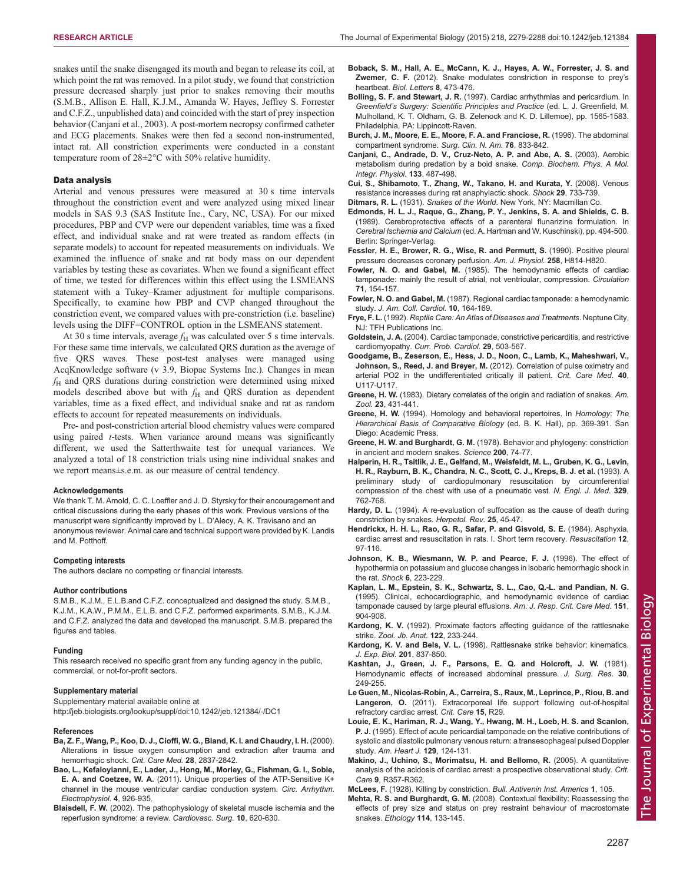snakes until the snake disengaged its mouth and began to release its coil, at which point the rat was removed. In a pilot study, we found that constriction pressure decreased sharply just prior to snakes removing their mouths (S.M.B., Allison E. Hall, K.J.M., Amanda W. Hayes, Jeffrey S. Forrester and C.F.Z., unpublished data) and coincided with the start of prey inspection behavior (Canjani et al., 2003). A post-mortem necropsy confirmed catheter and ECG placements. Snakes were then fed a second non-instrumented, intact rat. All constriction experiments were conducted in a constant temperature room of 28±2°C with 50% relative humidity.

### Data analysis

Arterial and venous pressures were measured at 30 s time intervals throughout the constriction event and were analyzed using mixed linear models in SAS 9.3 (SAS Institute Inc., Cary, NC, USA). For our mixed procedures, PBP and CVP were our dependent variables, time was a fixed effect, and individual snake and rat were treated as random effects (in separate models) to account for repeated measurements on individuals. We examined the influence of snake and rat body mass on our dependent variables by testing these as covariates. When we found a significant effect of time, we tested for differences within this effect using the LSMEANS statement with a Tukey–Kramer adjustment for multiple comparisons. Specifically, to examine how PBP and CVP changed throughout the constriction event, we compared values with pre-constriction (i.e. baseline) levels using the DIFF=CONTROL option in the LSMEANS statement.

At 30 s time intervals, average $f_H$ was calculated over 5 s time intervals. For these same time intervals, we calculated QRS duration as the average of five QRS waves. These post-test analyses were managed using AcqKnowledge software (v 3.9, Biopac Systems Inc.). Changes in mean $f_H$ and QRS durations during constriction were determined using mixed models described above but with $f_H$ and QRS duration as dependent variables, time as a fixed effect, and individual snake and rat as random effects to account for repeated measurements on individuals.

Pre- and post-constriction arterial blood chemistry values were compared using paired *t*-tests. When variance around means was significantly different, we used the Satterthwaite test for unequal variances. We analyzed a total of 18 constriction trials using nine individual snakes and we report means±s.e.m. as our measure of central tendency.

#### Acknowledgements

We thank T. M. Arnold, C. C. Loeffler and J. D. Styrsky for their encouragement and critical discussions during the early phases of this work. Previous versions of the manuscript were significantly improved by L. D'Alecy, A. K. Travisano and an anonymous reviewer. Animal care and technical support were provided by K. Landis and M. Potthoff.

#### Competing interests

The authors declare no competing or financial interests.

#### Author contributions

S.M.B., K.J.M., E.L.B.and C.F.Z. conceptualized and designed the study. S.M.B., K.J.M., K.A.W., P.M.M., E.L.B. and C.F.Z. performed experiments. S.M.B., K.J.M. and C.F.Z. analyzed the data and developed the manuscript. S.M.B. prepared the figures and tables.

#### Funding

This research received no specific grant from any funding agency in the public, commercial, or not-for-profit sectors.

#### Supplementary material

Supplementary material available online at http://jeb.biologists.org/lookup/suppl/doi:10.1242/jeb.121384/-/DC1

#### References

**Ba, Z. F., Wang, P., Koo, D. J., Cioffi, W. G., Bland, K. I. and Chaudry, I. H.** (2000). Alterations in tissue oxygen consumption and extraction after trauma and hemorrhagic shock. *Crit. Care Med.* **28**, 2837-2842.

**Bao, L., Kefaloyianni, E., Lader, J., Hong, M., Morley, G., Fishman, G. I., Sobie, E. A. and Coetzee, W. A.** (2011). Unique properties of the ATP-Sensitive K+ channel in the mouse ventricular cardiac conduction system. *Circ. Arrhythm. Electrophysiol.* **4**, 926-935.

**Blaisdell, F. W.** (2002). The pathophysiology of skeletal muscle ischemia and the reperfusion syndrome: a review. *Cardiovasc. Surg.* **10**, 620-630.

**Boback, S. M., Hall, A. E., McCann, K. J., Hayes, A. W., Forrester, J. S. and Zwemer, C. F.** (2012). Snake modulates constriction in response to prey's heartbeat. *Biol. Letters* **8**, 473-476.

**Bolling, S. F. and Stewart, J. R.** (1997). Cardiac arrhythmias and pericardium. In *Greenfield's Surgery: Scientific Principles and Practice* (ed. L. J. Greenfield, M. Mulholland, K. T. Oldham, G. B. Zelenock and K. D. Lillemoe), pp. 1565-1583. Philadelphia, PA: Lippincott-Raven.

**Burch, J. M., Moore, E. E., Moore, F. A. and Franciose, R.** (1996). The abdominal compartment syndrome. *Surg. Clin. N. Am.* **76**, 833-842.

**Canjani, C., Andrade, D. V., Cruz-Neto, A. P. and Abe, A. S.** (2003). Aerobic metabolism during predation by a boid snake. *Comp. Biochem. Phys. A Mol. Integr. Physiol.* **133**, 487-498.

**Cui, S., Shibamoto, T., Zhang, W., Takano, H. and Kurata, Y.** (2008). Venous resistance increases during rat anaphylactic shock. *Shock* **29**, 733-739.

**Ditmars, R. L.** (1931). *Snakes of the World*. New York, NY: Macmillan Co.

**Edmonds, H. L. J., Raque, G., Zhang, P. Y., Jenkins, S. A. and Shields, C. B.** (1989). Cerebroprotective effects of a parenteral flunarizine formulation. In *Cerebral Ischemia and Calcium* (ed. A. Hartman and W. Kuschinski), pp. 494-500. Berlin: Springer-Verlag.

**Fessler, H. E., Brower, R. G., Wise, R. and Permutt, S.** (1990). Positive pleural pressure decreases coronary perfusion. *Am. J. Physiol.* **258**, H814-H820.

**Fowler, N. O. and Gabel, M.** (1985). The hemodynamic effects of cardiac tamponade: mainly the result of atrial, not ventricular, compression. *Circulation* **71**, 154-157.

**Fowler, N. O. and Gabel, M.** (1987). Regional cardiac tamponade: a hemodynamic study. *J. Am. Coll. Cardiol.* **10**, 164-169.

**Frye, F. L.** (1992). *Reptile Care: An Atlas of Diseases and Treatments*. Neptune City, NJ: TFH Publications Inc.

**Goldstein, J. A.** (2004). Cardiac tamponade, constrictive pericarditis, and restrictive cardiomyopathy. *Curr. Prob. Cardiol.* **29**, 503-567.

**Goodgame, B., Zeserson, E., Hess, J. D., Noon, C., Lamb, K., Maheshwari, V., Johnson, S., Reed, J. and Breyer, M.** (2012). Correlation of pulse oximetry and arterial PO2 in the undifferentiated critically ill patient. *Crit. Care Med.* **40**, U117-U117.

**Greene, H. W.** (1983). Dietary correlates of the origin and radiation of snakes. *Am. Zool.* **23**, 431-441.

**Greene, H. W.** (1994). Homology and behavioral repertoires. In *Homology: The Hierarchical Basis of Comparative Biology* (ed. B. K. Hall), pp. 369-391. San Diego: Academic Press.

**Greene, H. W. and Burghardt, G. M.** (1978). Behavior and phylogeny: constriction in ancient and modern snakes. *Science* **200**, 74-77.

**Halperin, H. R., Tsitlik, J. E., Gelfand, M., Weisfeldt, M. L., Gruben, K. G., Levin, H. R., Rayburn, B. K., Chandra, N. C., Scott, C. J., Kreps, B. J. et al.** (1993). A preliminary study of cardiopulmonary resuscitation by circumferential compression of the chest with use of a pneumatic vest. *N. Engl. J. Med.* **329**, 762-768.

**Hardy, D. L.** (1994). A re-evaluation of suffocation as the cause of death during constriction by snakes. *Herpetol. Rev.* **25**, 45-47.

**Hendrickx, H. H. L., Rao, G. R., Safar, P. and Gisvold, S. E.** (1984). Asphyxia, cardiac arrest and resuscitation in rats. I. Short term recovery. *Resuscitation* **12**, 97-116.

**Johnson, K. B., Wiesmann, W. P. and Pearce, F. J.** (1996). The effect of hypothermia on potassium and glucose changes in isobaric hemorrhagic shock in the rat. *Shock* **6**, 223-229.

**Kaplan, L. M., Epstein, S. K., Schwartz, S. L., Cao, Q.-L. and Pandian, N. G.** (1995). Clinical, echocardiographic, and hemodynamic evidence of cardiac tamponade caused by large pleural effusions. *Am. J. Resp. Crit. Care Med.* **151**, 904-908.

**Kardong, K. V.** (1992). Proximate factors affecting guidance of the rattlesnake strike. *Zool. Jb. Anat.* **122**, 233-244.

**Kardong, K. V. and Bels, V. L.** (1998). Rattlesnake strike behavior: kinematics. *J. Exp. Biol.* **201**, 837-850.

**Kashtan, J., Green, J. F., Parsons, E. Q. and Holcroft, J. W.** (1981). Hemodynamic effects of increased abdominal pressure. *J. Surg. Res.* **30**, 249-255.

**Le Guen, M., Nicolas-Robin, A., Carreira, S., Raux, M., Leprince, P., Riou, B. and Langeron, O.** (2011). Extracorporeal life support following out-of-hospital refractory cardiac arrest. *Crit. Care* **15**, R29.

**Louie, E. K., Hariman, R. J., Wang, Y., Hwang, M. H., Loeb, H. S. and Scanlon, P. J.** (1995). Effect of acute pericardial tamponade on the relative contributions of systolic and diastolic pulmonary venous return: a transesophageal pulsed Doppler study. *Am. Heart J.* **129**, 124-131.

**Makino, J., Uchino, S., Morimatsu, H. and Bellomo, R.** (2005). A quantitative analysis of the acidosis of cardiac arrest: a prospective observational study. *Crit. Care* **9**, R357-R362.

**McLees, F.** (1928). Killing by constriction. *Bull. Antivenin Inst. America* **1**, 105.

**Mehta, R. S. and Burghardt, G. M.** (2008). Contextual flexibility: Reassessing the effects of prey size and status on prey restraint behaviour of macrostomate snakes. *Ethology* **114**, 133-145.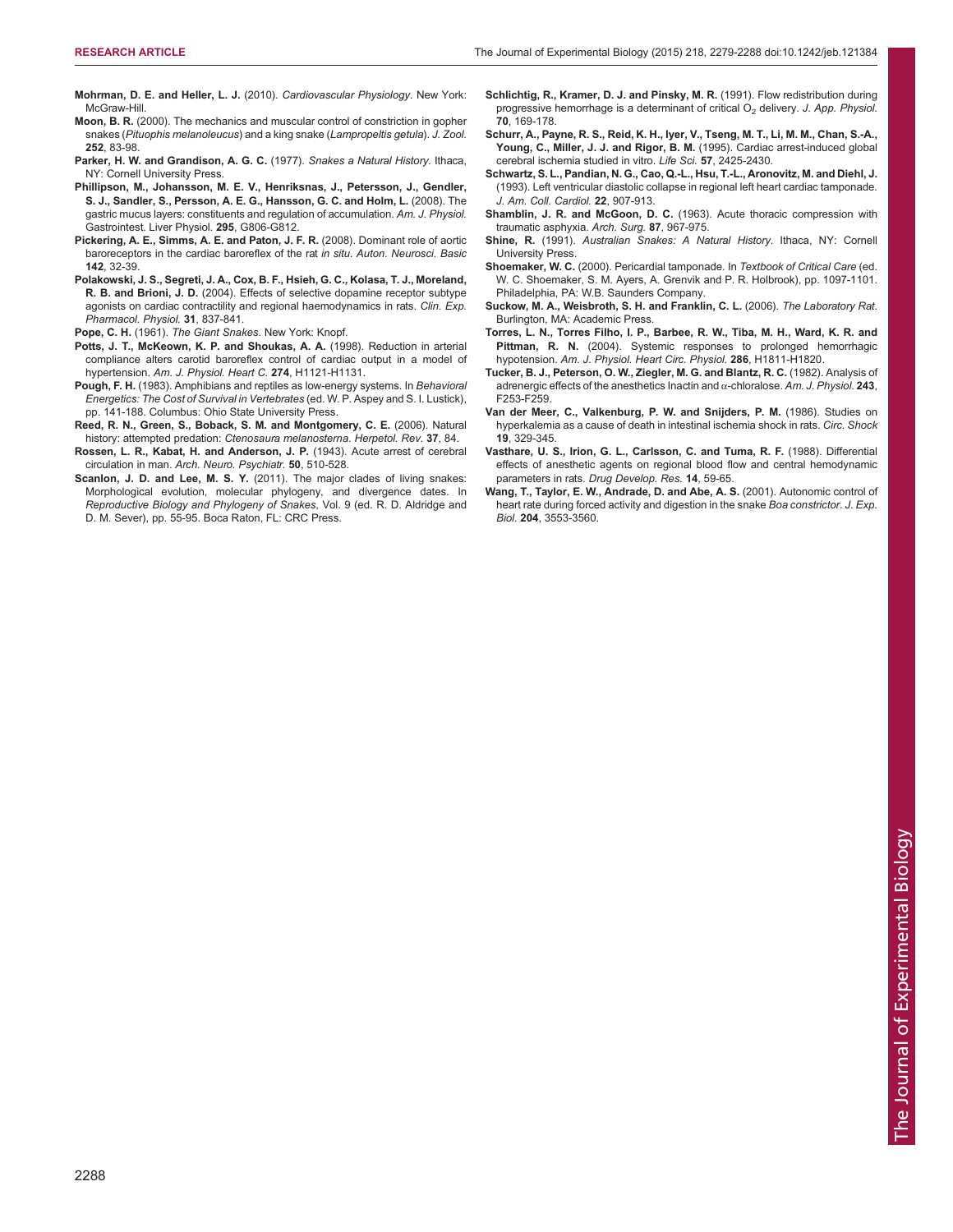**Mohrman, D. E. and Heller, L. J.** (2010). *Cardiovascular Physiology*. New York: McGraw-Hill.

**Moon, B. R.** (2000). The mechanics and muscular control of constriction in gopher snakes (*Pituophis melanoleucus*) and a king snake (*Lampropeltis getula*). *J. Zool.* **252**, 83-98.

**Parker, H. W. and Grandison, A. G. C.** (1977). *Snakes a Natural History*. Ithaca, NY: Cornell University Press.

**Phillipson, M., Johansson, M. E. V., Henriksnas, J., Petersson, J., Gendler, S. J., Sandler, S., Persson, A. E. G., Hansson, G. C. and Holm, L.** (2008). The gastric mucus layers: constituents and regulation of accumulation. *Am. J. Physiol.* Gastrointest. Liver Physiol. **295**, G806-G812.

**Pickering, A. E., Simms, A. E. and Paton, J. F. R.** (2008). Dominant role of aortic baroreceptors in the cardiac baroreflex of the rat *in situ*. *Auton. Neurosci. Basic* **142**, 32-39.

**Polakowski, J. S., Segreti, J. A., Cox, B. F., Hsieh, G. C., Kolasa, T. J., Moreland, R. B. and Brioni, J. D.** (2004). Effects of selective dopamine receptor subtype agonists on cardiac contractility and regional haemodynamics in rats. *Clin. Exp. Pharmacol. Physiol.* **31**, 837-841.

**Pope, C. H.** (1961). *The Giant Snakes*. New York: Knopf.

**Potts, J. T., McKeown, K. P. and Shoukas, A. A.** (1998). Reduction in arterial compliance alters carotid baroreflex control of cardiac output in a model of hypertension. *Am. J. Physiol. Heart C.* **274**, H1121-H1131.

**Pough, F. H.** (1983). Amphibians and reptiles as low-energy systems. In *Behavioral Energetics: The Cost of Survival in Vertebrates* (ed. W. P. Aspey and S. I. Lustick), pp. 141-188. Columbus: Ohio State University Press.

**Reed, R. N., Green, S., Boback, S. M. and Montgomery, C. E.** (2006). Natural history: attempted predation: *Ctenosaura melanosterna*. *Herpetol. Rev.* **37**, 84.

**Rossen, L. R., Kabat, H. and Anderson, J. P.** (1943). Acute arrest of cerebral circulation in man. *Arch. Neuro. Psychiatr.* **50**, 510-528.

**Scanlon, J. D. and Lee, M. S. Y.** (2011). The major clades of living snakes: Morphological evolution, molecular phylogeny, and divergence dates. In *Reproductive Biology and Phylogeny of Snakes*, Vol. 9 (ed. R. D. Aldridge and D. M. Sever), pp. 55-95. Boca Raton, FL: CRC Press.

**Schlichtig, R., Kramer, D. J. and Pinsky, M. R.** (1991). Flow redistribution during progressive hemorrhage is a determinant of critical $O_2$ delivery. *J. App. Physiol.* **70**, 169-178.

**Schurr, A., Payne, R. S., Reid, K. H., Iyer, V., Tseng, M. T., Li, M. M., Chan, S.-A., Young, C., Miller, J. J. and Rigor, B. M.** (1995). Cardiac arrest-induced global cerebral ischemia studied in vitro. *Life Sci.* **57**, 2425-2430.

**Schwartz, S. L., Pandian, N. G., Cao, Q.-L., Hsu, T.-L., Aronovitz, M. and Diehl, J.** (1993). Left ventricular diastolic collapse in regional left heart cardiac tamponade. *J. Am. Coll. Cardiol.* **22**, 907-913.

**Shamblin, J. R. and McGoon, D. C.** (1963). Acute thoracic compression with traumatic asphyxia. *Arch. Surg.* **87**, 967-975.

**Shine, R.** (1991). *Australian Snakes: A Natural History*. Ithaca, NY: Cornell University Press.

**Shoemaker, W. C.** (2000). Pericardial tamponade. In *Textbook of Critical Care* (ed. W. C. Shoemaker, S. M. Ayers, A. Grenvik and P. R. Holbrook), pp. 1097-1101. Philadelphia, PA: W.B. Saunders Company.

**Suckow, M. A., Weisbroth, S. H. and Franklin, C. L.** (2006). *The Laboratory Rat*. Burlington, MA: Academic Press.

**Torres, L. N., Torres Filho, I. P., Barbee, R. W., Tiba, M. H., Ward, K. R. and Pittman, R. N.** (2004). Systemic responses to prolonged hemorrhagic hypotension. *Am. J. Physiol. Heart Circ. Physiol.* **286**, H1811-H1820.

**Tucker, B. J., Peterson, O. W., Ziegler, M. G. and Blantz, R. C.** (1982). Analysis of adrenergic effects of the anesthetics Inactin and α-chloralose. *Am. J. Physiol.* **243**, F253-F259.

**Van der Meer, C., Valkenburg, P. W. and Snijders, P. M.** (1986). Studies on hyperkalemia as a cause of death in intestinal ischemia shock in rats. *Circ. Shock* **19**, 329-345.

**Vasthare, U. S., Irion, G. L., Carlsson, C. and Tuma, R. F.** (1988). Differential effects of anesthetic agents on regional blood flow and central hemodynamic parameters in rats. *Drug Develop. Res.* **14**, 59-65.

**Wang, T., Taylor, E. W., Andrade, D. and Abe, A. S.** (2001). Autonomic control of heart rate during forced activity and digestion in the snake *Boa constrictor*. *J. Exp. Biol.* **204**, 3553-3560.